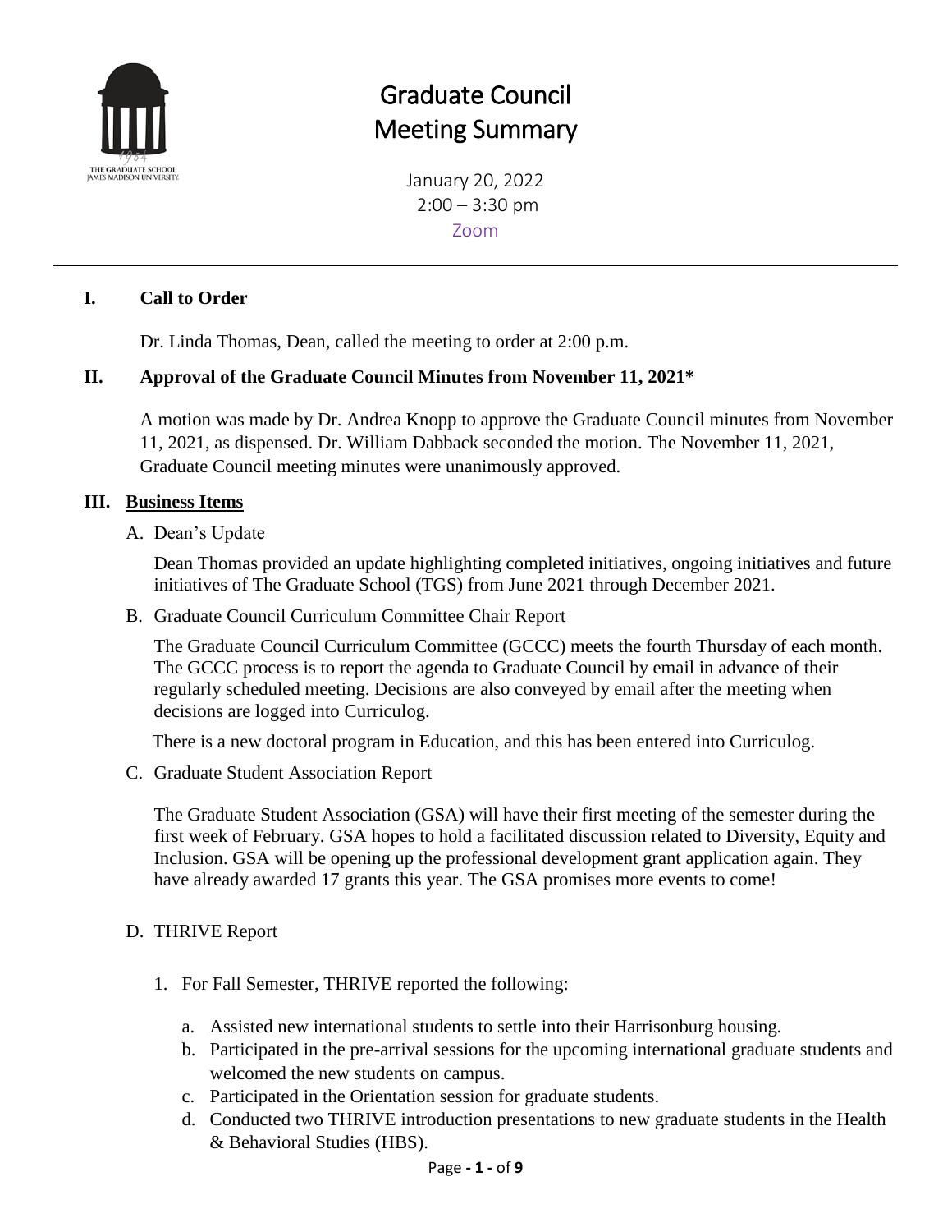# Graduate Council Meeting Summary

January 20, 2022
2:00 – 3:30 pm
Zoom

## I. Call to Order

Dr. Linda Thomas, Dean, called the meeting to order at 2:00 p.m.

## II. Approval of the Graduate Council Minutes from November 11, 2021*

A motion was made by Dr. Andrea Knopp to approve the Graduate Council minutes from November 11, 2021, as dispensed. Dr. William Dabback seconded the motion. The November 11, 2021, Graduate Council meeting minutes were unanimously approved.

## III. Business Items

A. Dean's Update

Dean Thomas provided an update highlighting completed initiatives, ongoing initiatives and future initiatives of The Graduate School (TGS) from June 2021 through December 2021.

B. Graduate Council Curriculum Committee Chair Report

The Graduate Council Curriculum Committee (GCCC) meets the fourth Thursday of each month. The GCCC process is to report the agenda to Graduate Council by email in advance of their regularly scheduled meeting. Decisions are also conveyed by email after the meeting when decisions are logged into Curriculog.

There is a new doctoral program in Education, and this has been entered into Curriculog.

C. Graduate Student Association Report

The Graduate Student Association (GSA) will have their first meeting of the semester during the first week of February. GSA hopes to hold a facilitated discussion related to Diversity, Equity and Inclusion. GSA will be opening up the professional development grant application again. They have already awarded 17 grants this year. The GSA promises more events to come!

D. THRIVE Report

1. For Fall Semester, THRIVE reported the following:
   a. Assisted new international students to settle into their Harrisonburg housing.
   b. Participated in the pre-arrival sessions for the upcoming international graduate students and welcomed the new students on campus.
   c. Participated in the Orientation session for graduate students.
   d. Conducted two THRIVE introduction presentations to new graduate students in the Health & Behavioral Studies (HBS).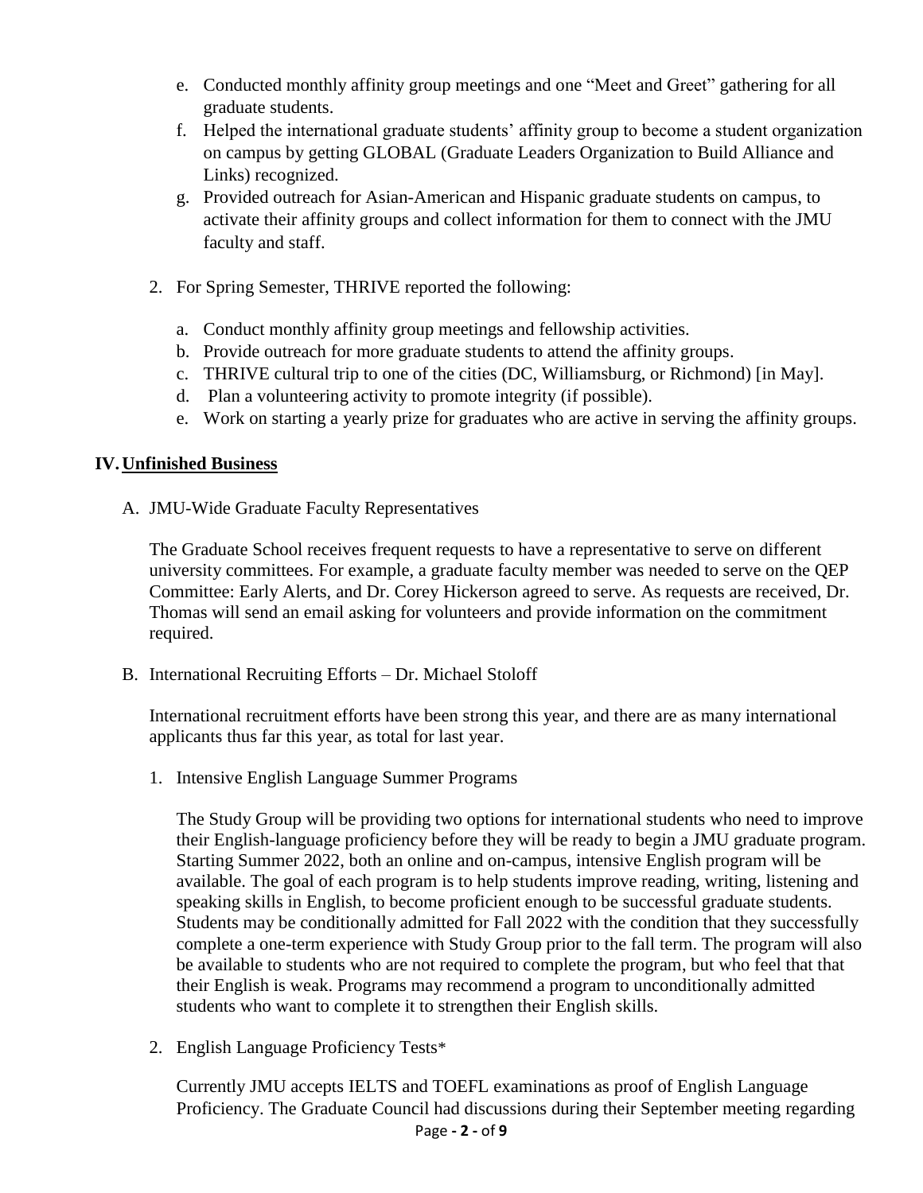e. Conducted monthly affinity group meetings and one "Meet and Greet" gathering for all graduate students.
   f. Helped the international graduate students' affinity group to become a student organization on campus by getting GLOBAL (Graduate Leaders Organization to Build Alliance and Links) recognized.
   g. Provided outreach for Asian-American and Hispanic graduate students on campus, to activate their affinity groups and collect information for them to connect with the JMU faculty and staff.

2. For Spring Semester, THRIVE reported the following:

   a. Conduct monthly affinity group meetings and fellowship activities.
   b. Provide outreach for more graduate students to attend the affinity groups.
   c. THRIVE cultural trip to one of the cities (DC, Williamsburg, or Richmond) [in May].
   d. Plan a volunteering activity to promote integrity (if possible).
   e. Work on starting a yearly prize for graduates who are active in serving the affinity groups.

## IV. Unfinished Business

A. JMU-Wide Graduate Faculty Representatives

The Graduate School receives frequent requests to have a representative to serve on different university committees. For example, a graduate faculty member was needed to serve on the QEP Committee: Early Alerts, and Dr. Corey Hickerson agreed to serve. As requests are received, Dr. Thomas will send an email asking for volunteers and provide information on the commitment required.

B. International Recruiting Efforts – Dr. Michael Stoloff

International recruitment efforts have been strong this year, and there are as many international applicants thus far this year, as total for last year.

1. Intensive English Language Summer Programs

   The Study Group will be providing two options for international students who need to improve their English-language proficiency before they will be ready to begin a JMU graduate program. Starting Summer 2022, both an online and on-campus, intensive English program will be available. The goal of each program is to help students improve reading, writing, listening and speaking skills in English, to become proficient enough to be successful graduate students. Students may be conditionally admitted for Fall 2022 with the condition that they successfully complete a one-term experience with Study Group prior to the fall term. The program will also be available to students who are not required to complete the program, but who feel that that their English is weak. Programs may recommend a program to unconditionally admitted students who want to complete it to strengthen their English skills.

2. English Language Proficiency Tests*

   Currently JMU accepts IELTS and TOEFL examinations as proof of English Language Proficiency. The Graduate Council had discussions during their September meeting regarding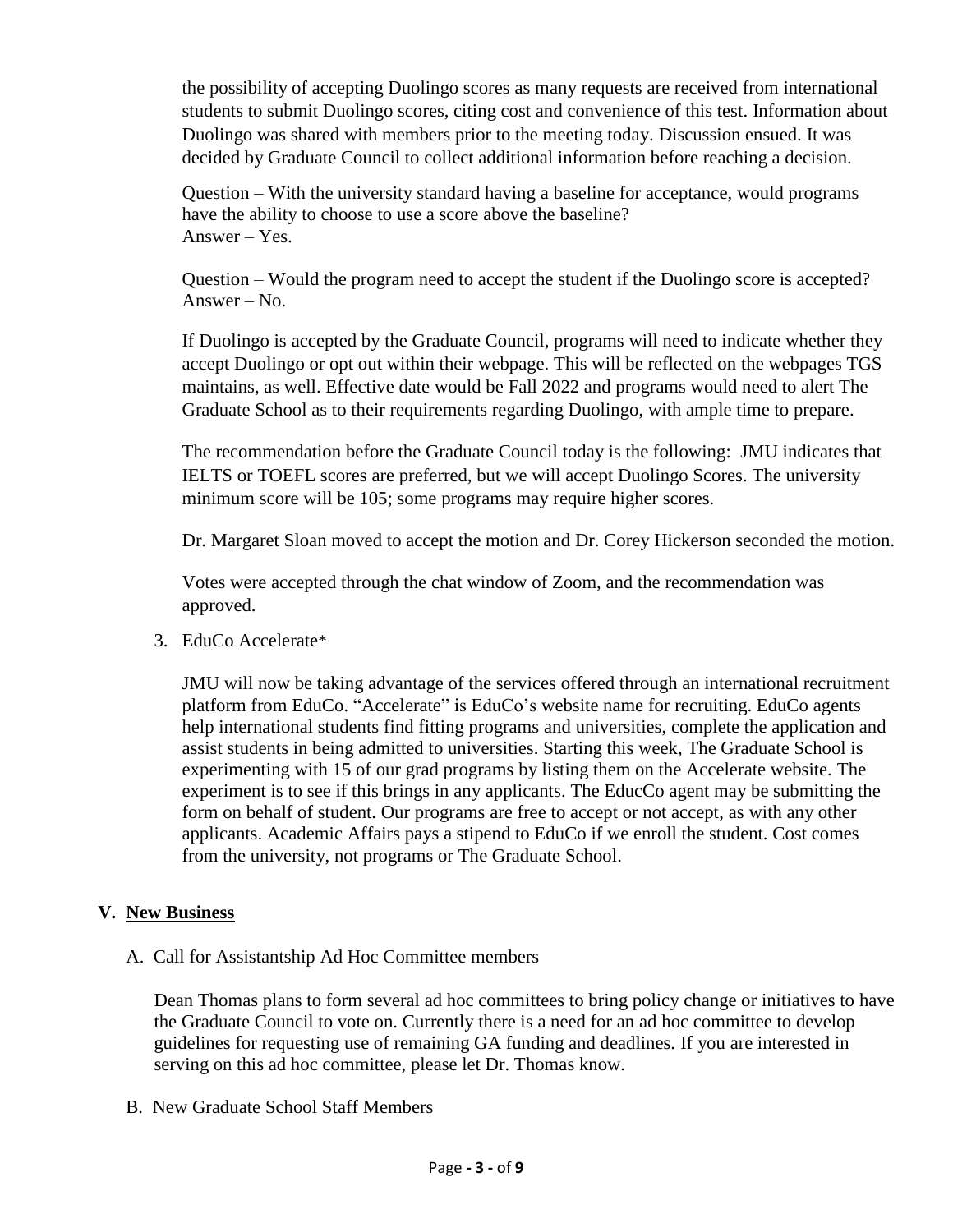the possibility of accepting Duolingo scores as many requests are received from international students to submit Duolingo scores, citing cost and convenience of this test. Information about Duolingo was shared with members prior to the meeting today. Discussion ensued. It was decided by Graduate Council to collect additional information before reaching a decision.

Question – With the university standard having a baseline for acceptance, would programs have the ability to choose to use a score above the baseline?
Answer – Yes.

Question – Would the program need to accept the student if the Duolingo score is accepted?
Answer – No.

If Duolingo is accepted by the Graduate Council, programs will need to indicate whether they accept Duolingo or opt out within their webpage. This will be reflected on the webpages TGS maintains, as well. Effective date would be Fall 2022 and programs would need to alert The Graduate School as to their requirements regarding Duolingo, with ample time to prepare.

The recommendation before the Graduate Council today is the following: JMU indicates that IELTS or TOEFL scores are preferred, but we will accept Duolingo Scores. The university minimum score will be 105; some programs may require higher scores.

Dr. Margaret Sloan moved to accept the motion and Dr. Corey Hickerson seconded the motion.

Votes were accepted through the chat window of Zoom, and the recommendation was approved.

3. EduCo Accelerate*

JMU will now be taking advantage of the services offered through an international recruitment platform from EduCo. "Accelerate" is EduCo's website name for recruiting. EduCo agents help international students find fitting programs and universities, complete the application and assist students in being admitted to universities. Starting this week, The Graduate School is experimenting with 15 of our grad programs by listing them on the Accelerate website. The experiment is to see if this brings in any applicants. The EducCo agent may be submitting the form on behalf of student. Our programs are free to accept or not accept, as with any other applicants. Academic Affairs pays a stipend to EduCo if we enroll the student. Cost comes from the university, not programs or The Graduate School.

## V. New Business

A. Call for Assistantship Ad Hoc Committee members

Dean Thomas plans to form several ad hoc committees to bring policy change or initiatives to have the Graduate Council to vote on. Currently there is a need for an ad hoc committee to develop guidelines for requesting use of remaining GA funding and deadlines. If you are interested in serving on this ad hoc committee, please let Dr. Thomas know.

B. New Graduate School Staff Members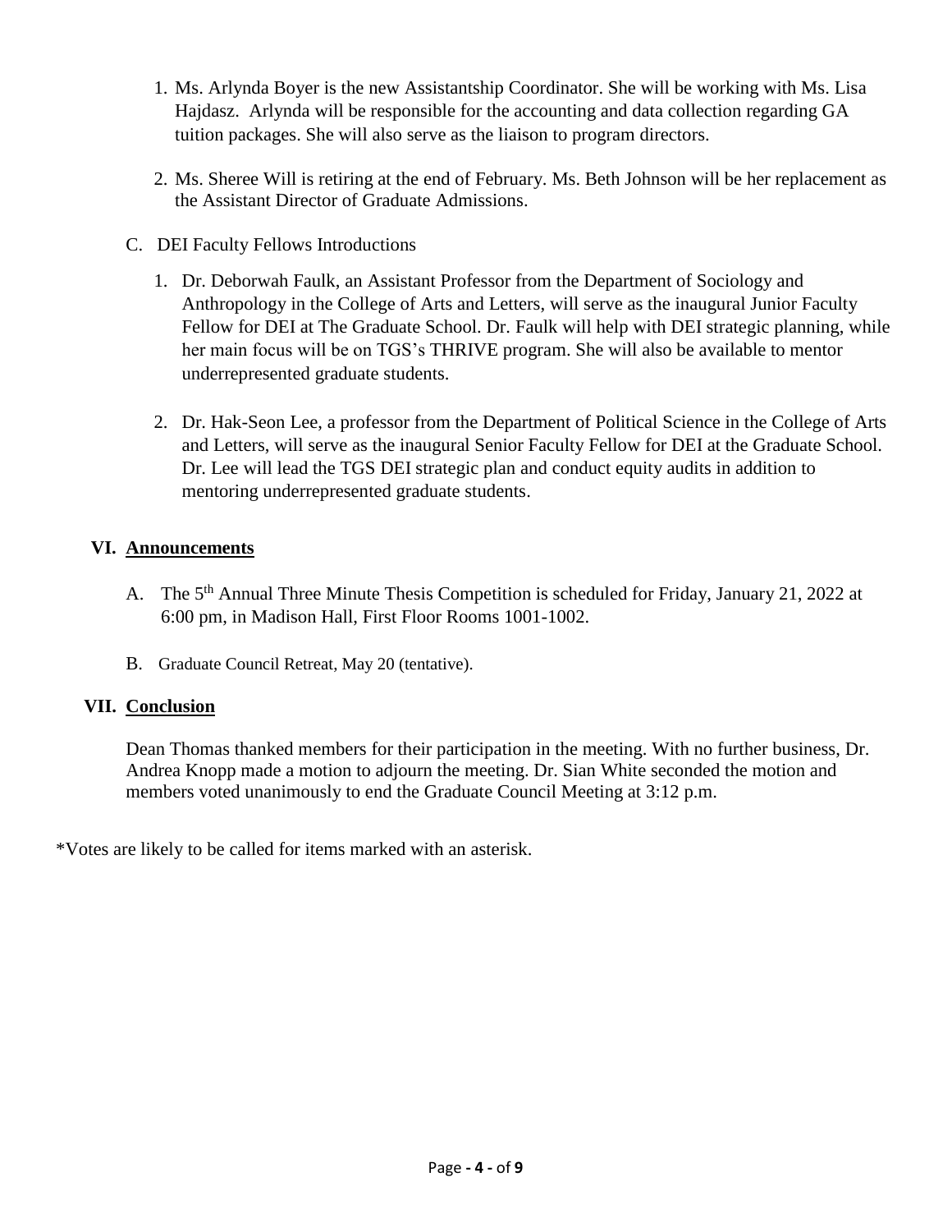1. Ms. Arlynda Boyer is the new Assistantship Coordinator. She will be working with Ms. Lisa Hajdasz. Arlynda will be responsible for the accounting and data collection regarding GA tuition packages. She will also serve as the liaison to program directors.

2. Ms. Sheree Will is retiring at the end of February. Ms. Beth Johnson will be her replacement as the Assistant Director of Graduate Admissions.

C. DEI Faculty Fellows Introductions

1. Dr. Deborwah Faulk, an Assistant Professor from the Department of Sociology and Anthropology in the College of Arts and Letters, will serve as the inaugural Junior Faculty Fellow for DEI at The Graduate School. Dr. Faulk will help with DEI strategic planning, while her main focus will be on TGS's THRIVE program. She will also be available to mentor underrepresented graduate students.

2. Dr. Hak-Seon Lee, a professor from the Department of Political Science in the College of Arts and Letters, will serve as the inaugural Senior Faculty Fellow for DEI at the Graduate School. Dr. Lee will lead the TGS DEI strategic plan and conduct equity audits in addition to mentoring underrepresented graduate students.

## VI. Announcements

A. The 5th Annual Three Minute Thesis Competition is scheduled for Friday, January 21, 2022 at 6:00 pm, in Madison Hall, First Floor Rooms 1001-1002.

B. Graduate Council Retreat, May 20 (tentative).

## VII. Conclusion

Dean Thomas thanked members for their participation in the meeting. With no further business, Dr. Andrea Knopp made a motion to adjourn the meeting. Dr. Sian White seconded the motion and members voted unanimously to end the Graduate Council Meeting at 3:12 p.m.

*Votes are likely to be called for items marked with an asterisk.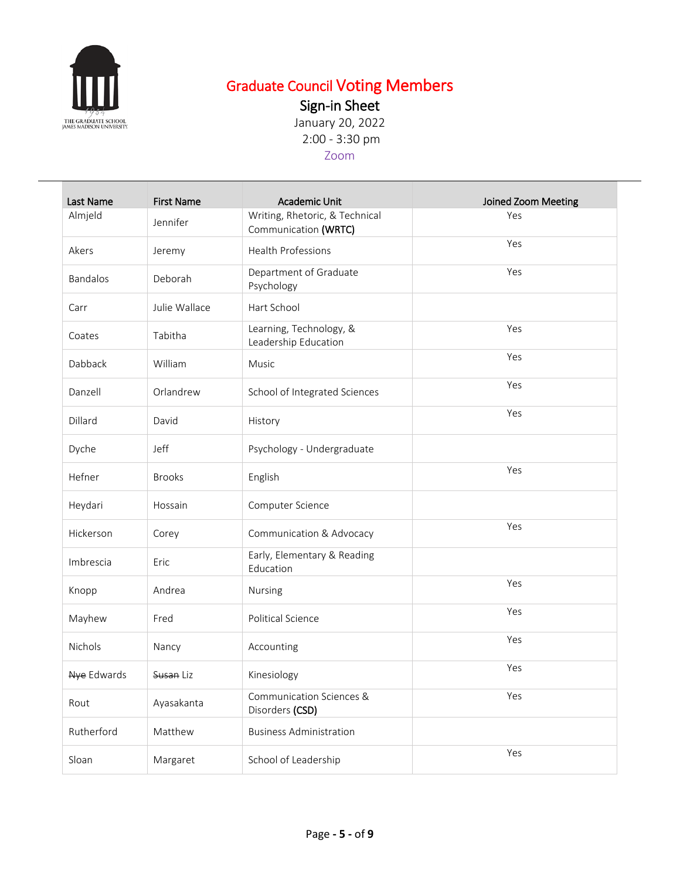# Graduate Council Voting Members

## Sign-in Sheet

January 20, 2022

2:00 - 3:30 pm

Zoom

| Last Name | First Name | Academic Unit | Joined Zoom Meeting |
|---|---|---|---|
| Almjeld | Jennifer | Writing, Rhetoric, & Technical Communication **(WRTC)** | Yes |
| Akers | Jeremy | Health Professions | Yes |
| Bandalos | Deborah | Department of Graduate Psychology | Yes |
| Carr | Julie Wallace | Hart School | |
| Coates | Tabitha | Learning, Technology, & Leadership Education | Yes |
| Dabback | William | Music | Yes |
| Danzell | Orlandrew | School of Integrated Sciences | Yes |
| Dillard | David | History | Yes |
| Dyche | Jeff | Psychology - Undergraduate | |
| Hefner | Brooks | English | Yes |
| Heydari | Hossain | Computer Science | |
| Hickerson | Corey | Communication & Advocacy | Yes |
| Imbrescia | Eric | Early, Elementary & Reading Education | |
| Knopp | Andrea | Nursing | Yes |
| Mayhew | Fred | Political Science | Yes |
| Nichols | Nancy | Accounting | Yes |
| ~~Nye~~ Edwards | ~~Susan~~ Liz | Kinesiology | Yes |
| Rout | Ayasakanta | Communication Sciences & Disorders **(CSD)** | Yes |
| Rutherford | Matthew | Business Administration | |
| Sloan | Margaret | School of Leadership | Yes |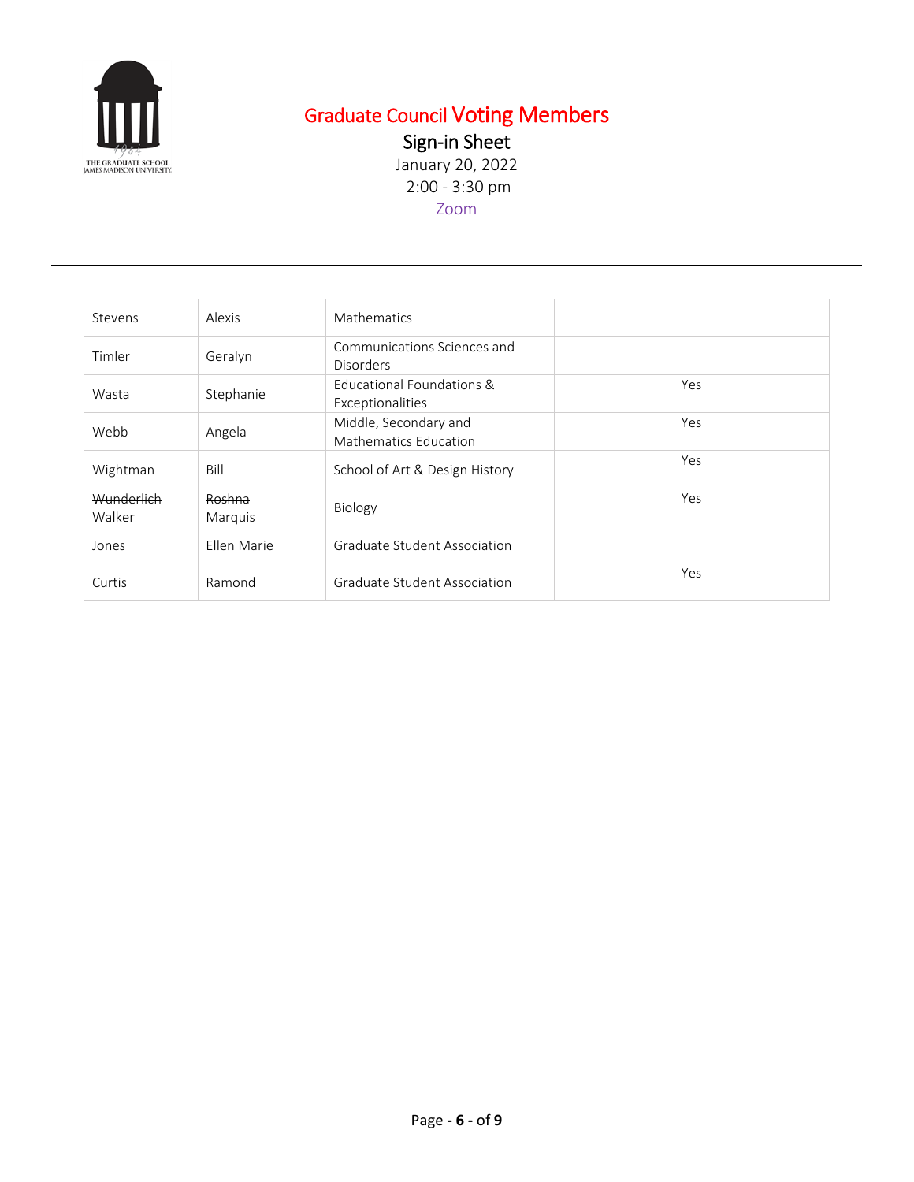# Graduate Council Voting Members

## Sign-in Sheet

January 20, 2022

2:00 - 3:30 pm

Zoom

---

| | | | |
|---|---|---|---|
| Stevens | Alexis | Mathematics | |
| Timler | Geralyn | Communications Sciences and Disorders | |
| Wasta | Stephanie | Educational Foundations & Exceptionalities | Yes |
| Webb | Angela | Middle, Secondary and Mathematics Education | Yes |
| Wightman | Bill | School of Art & Design History | Yes |
| ~~Wunderlich~~ Walker | ~~Roshna~~ Marquis | Biology | Yes |
| Jones | Ellen Marie | Graduate Student Association | |
| Curtis | Ramond | Graduate Student Association | Yes |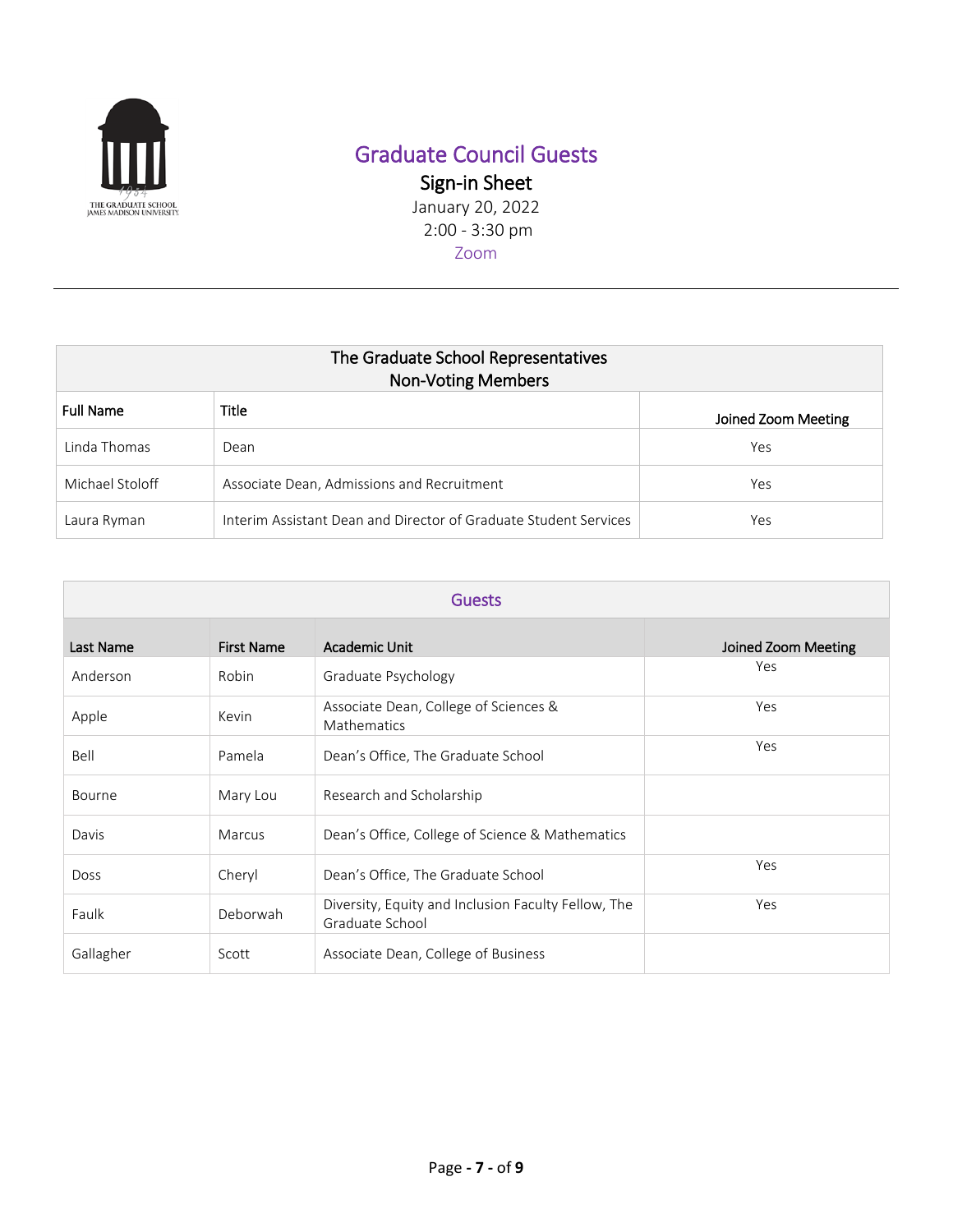# Graduate Council Guests

## Sign-in Sheet

January 20, 2022

2:00 - 3:30 pm

Zoom

| The Graduate School Representatives Non-Voting Members | | |
|---|---|---|
| **Full Name** | **Title** | **Joined Zoom Meeting** |
| Linda Thomas | Dean | Yes |
| Michael Stoloff | Associate Dean, Admissions and Recruitment | Yes |
| Laura Ryman | Interim Assistant Dean and Director of Graduate Student Services | Yes |

| Guests | | | |
|---|---|---|---|
| **Last Name** | **First Name** | **Academic Unit** | **Joined Zoom Meeting** |
| Anderson | Robin | Graduate Psychology | Yes |
| Apple | Kevin | Associate Dean, College of Sciences & Mathematics | Yes |
| Bell | Pamela | Dean's Office, The Graduate School | Yes |
| Bourne | Mary Lou | Research and Scholarship | |
| Davis | Marcus | Dean's Office, College of Science & Mathematics | |
| Doss | Cheryl | Dean's Office, The Graduate School | Yes |
| Faulk | Deborwah | Diversity, Equity and Inclusion Faculty Fellow, The Graduate School | Yes |
| Gallagher | Scott | Associate Dean, College of Business | |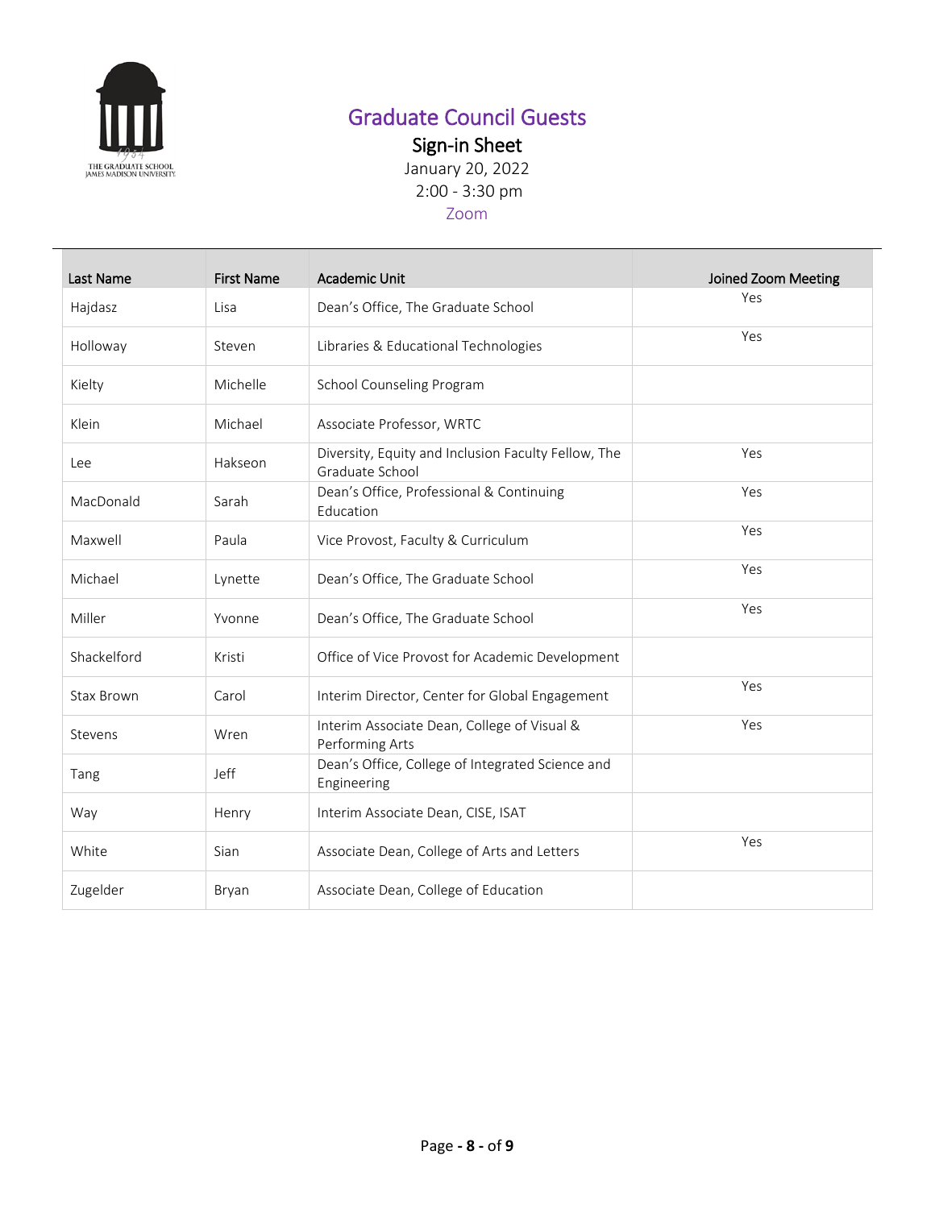# Graduate Council Guests

## Sign-in Sheet

January 20, 2022

2:00 - 3:30 pm

Zoom

| Last Name | First Name | Academic Unit | Joined Zoom Meeting |
|---|---|---|---|
| Hajdasz | Lisa | Dean's Office, The Graduate School | Yes |
| Holloway | Steven | Libraries & Educational Technologies | Yes |
| Kielty | Michelle | School Counseling Program | |
| Klein | Michael | Associate Professor, WRTC | |
| Lee | Hakseon | Diversity, Equity and Inclusion Faculty Fellow, The Graduate School | Yes |
| MacDonald | Sarah | Dean's Office, Professional & Continuing Education | Yes |
| Maxwell | Paula | Vice Provost, Faculty & Curriculum | Yes |
| Michael | Lynette | Dean's Office, The Graduate School | Yes |
| Miller | Yvonne | Dean's Office, The Graduate School | Yes |
| Shackelford | Kristi | Office of Vice Provost for Academic Development | |
| Stax Brown | Carol | Interim Director, Center for Global Engagement | Yes |
| Stevens | Wren | Interim Associate Dean, College of Visual & Performing Arts | Yes |
| Tang | Jeff | Dean's Office, College of Integrated Science and Engineering | |
| Way | Henry | Interim Associate Dean, CISE, ISAT | |
| White | Sian | Associate Dean, College of Arts and Letters | Yes |
| Zugelder | Bryan | Associate Dean, College of Education | |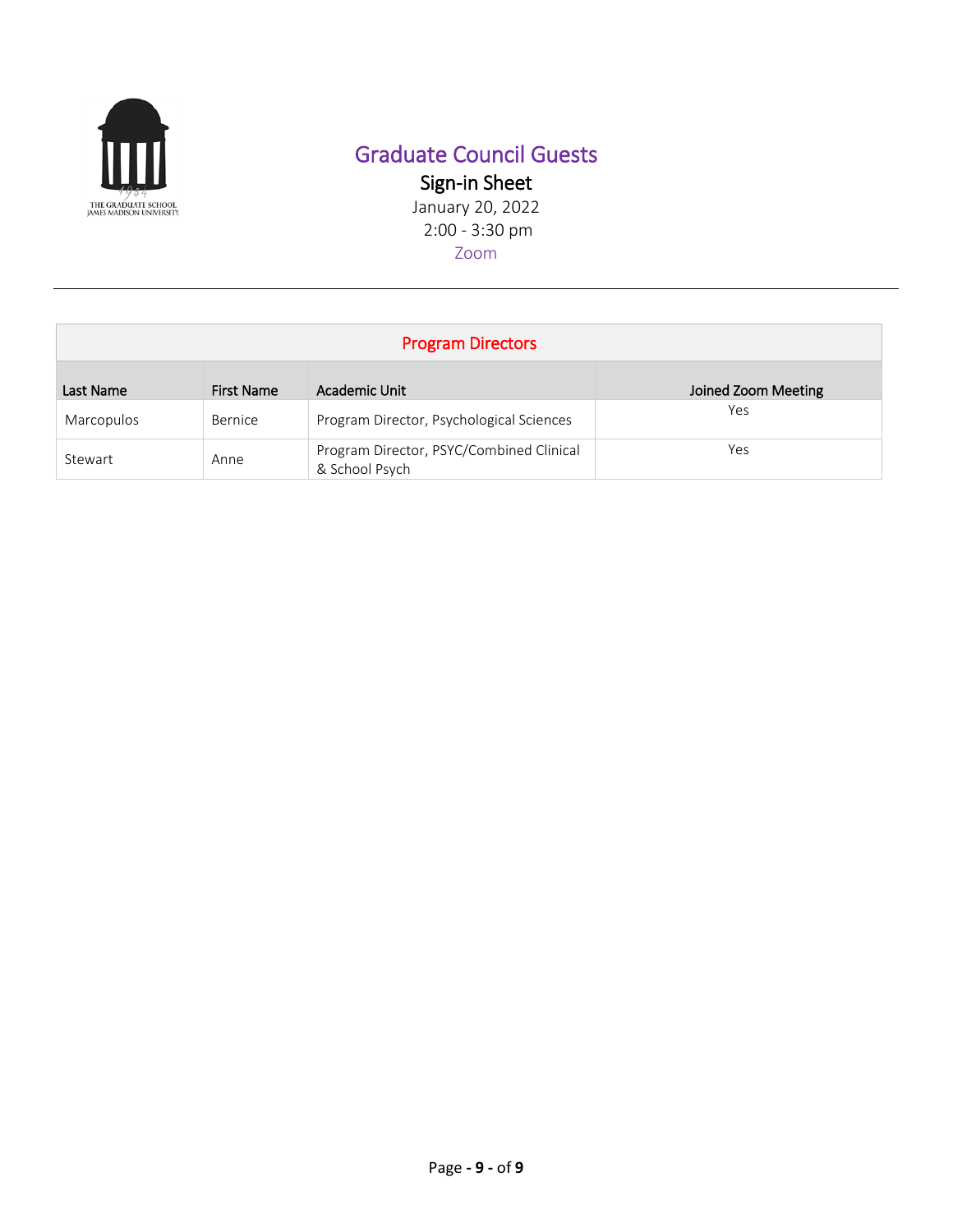# Graduate Council Guests

## Sign-in Sheet

January 20, 2022

2:00 - 3:30 pm

Zoom

| Program Directors | | | |
|---|---|---|---|
| Last Name | First Name | Academic Unit | Joined Zoom Meeting |
| Marcopulos | Bernice | Program Director, Psychological Sciences | Yes |
| Stewart | Anne | Program Director, PSYC/Combined Clinical & School Psych | Yes |